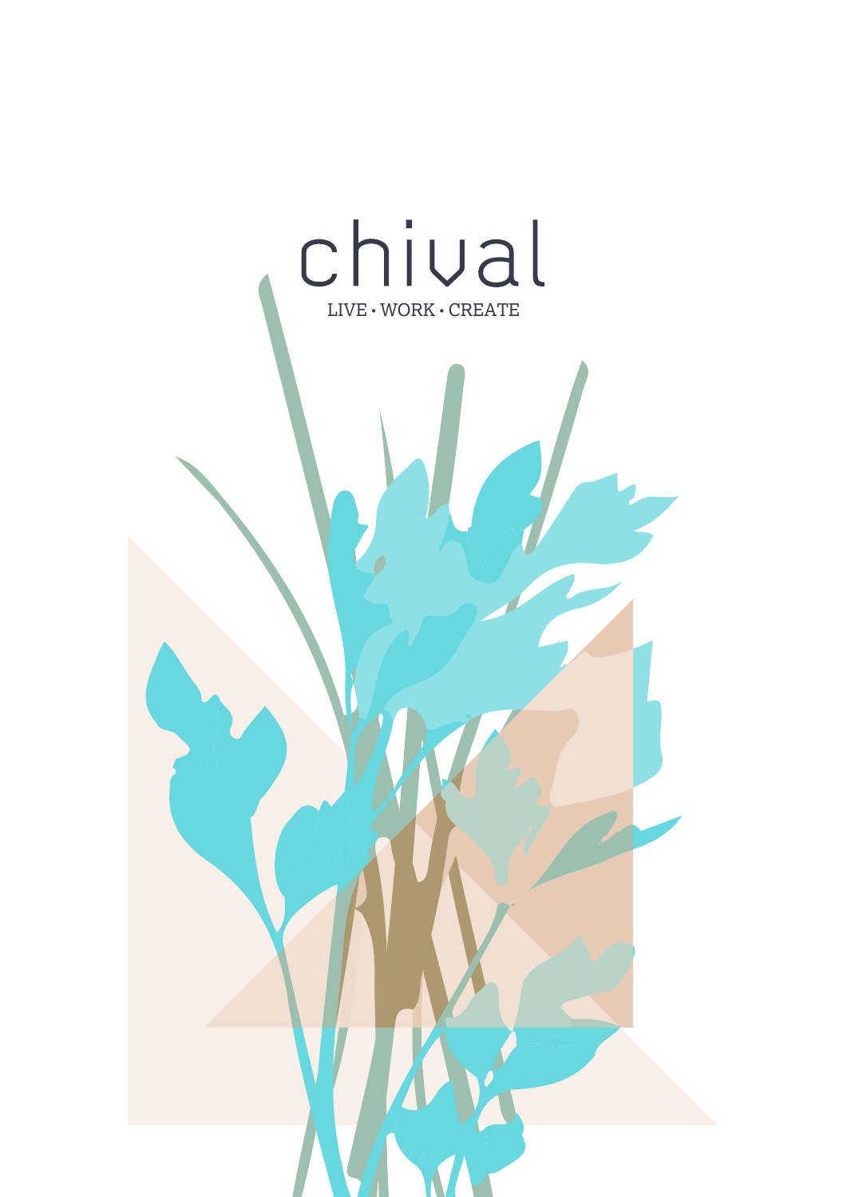# chival

LIVE • WORK • CREATE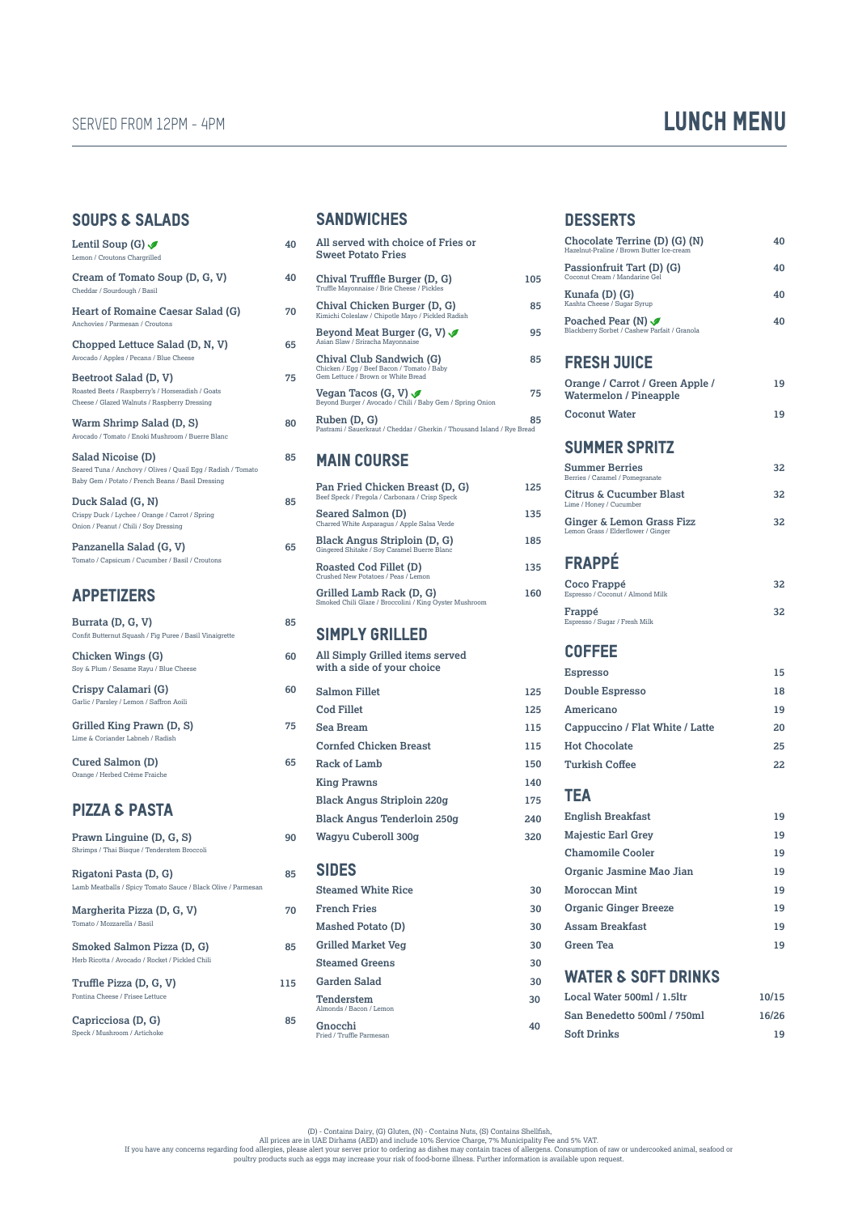SERVED FROM 12PM - 4PM

# LUNCH MENU

## SOUPS & SALADS

**Lentil Soup (G)** ✓ — 40
Lemon / Croutons Chargrilled

**Cream of Tomato Soup (D, G, V)** — 40
Cheddar / Sourdough / Basil

**Heart of Romaine Caesar Salad (G)** — 70
Anchovies / Parmesan / Croutons

**Chopped Lettuce Salad (D, N, V)** — 65
Avocado / Apples / Pecans / Blue Cheese

**Beetroot Salad (D, V)** — 75
Roasted Beets / Raspberry's / Horseradish / Goats Cheese / Glazed Walnuts / Raspberry Dressing

**Warm Shrimp Salad (D, S)** — 80
Avocado / Tomato / Enoki Mushroom / Buerre Blanc

**Salad Nicoise (D)** — 85
Seared Tuna / Anchovy / Olives / Quail Egg / Radish / Tomato Baby Gem / Potato / French Beans / Basil Dressing

**Duck Salad (G, N)** — 85
Crispy Duck / Lychee / Orange / Carrot / Spring Onion / Peanut / Chili / Soy Dressing

**Panzanella Salad (G, V)** — 65
Tomato / Capsicum / Cucumber / Basil / Croutons

## APPETIZERS

**Burrata (D, G, V)** — 85
Confit Butternut Squash / Fig Puree / Basil Vinaigrette

**Chicken Wings (G)** — 60
Soy & Plum / Sesame Rayu / Blue Cheese

**Crispy Calamari (G)** — 60
Garlic / Parsley / Lemon / Saffron Aoili

**Grilled King Prawn (D, S)** — 75
Lime & Coriander Labneh / Radish

**Cured Salmon (D)** — 65
Orange / Herbed Crème Fraiche

## PIZZA & PASTA

**Prawn Linguine (D, G, S)** — 90
Shrimps / Thai Bisque / Tenderstem Broccoli

**Rigatoni Pasta (D, G)** — 85
Lamb Meatballs / Spicy Tomato Sauce / Black Olive / Parmesan

**Margherita Pizza (D, G, V)** — 70
Tomato / Mozzarella / Basil

**Smoked Salmon Pizza (D, G)** — 85
Herb Ricotta / Avocado / Rocket / Pickled Chili

**Truffle Pizza (D, G, V)** — 115
Fontina Cheese / Frisee Lettuce

**Capricciosa (D, G)** — 85
Speck / Mushroom / Artichoke

## SANDWICHES

**All served with choice of Fries or Sweet Potato Fries**

**Chival Trufffle Burger (D, G)** — 105
Truffle Mayonnaise / Brie Cheese / Pickles

**Chival Chicken Burger (D, G)** — 85
Kimichi Coleslaw / Chipotle Mayo / Pickled Radish

**Beyond Meat Burger (G, V)** ✓ — 95
Asian Slaw / Sriracha Mayonnaise

**Chival Club Sandwich (G)** — 85
Chicken / Egg / Beef Bacon / Tomato / Baby Gem Lettuce / Brown or White Bread

**Vegan Tacos (G, V)** ✓ — 75
Beyond Burger / Avocado / Chili / Baby Gem / Spring Onion

**Ruben (D, G)** — 85
Pastrami / Sauerkraut / Cheddar / Gherkin / Thousand Island / Rye Bread

## MAIN COURSE

**Pan Fried Chicken Breast (D, G)** — 125
Beef Speck / Fregola / Carbonara / Crisp Speck

**Seared Salmon (D)** — 135
Charred White Asparagus / Apple Salsa Verde

**Black Angus Striploin (D, G)** — 185
Gingered Shitake / Soy Caramel Buerre Blanc

**Roasted Cod Fillet (D)** — 135
Crushed New Potatoes / Peas / Lemon

**Grilled Lamb Rack (D, G)** — 160
Smoked Chili Glaze / Broccolini / King Oyster Mushroom

## SIMPLY GRILLED

**All Simply Grilled items served with a side of your choice**

| | |
|---|---|
| Salmon Fillet | 125 |
| Cod Fillet | 125 |
| Sea Bream | 115 |
| Cornfed Chicken Breast | 115 |
| Rack of Lamb | 150 |
| King Prawns | 140 |
| Black Angus Striploin 220g | 175 |
| Black Angus Tenderloin 250g | 240 |
| Wagyu Cuberoll 300g | 320 |

## SIDES

| | |
|---|---|
| Steamed White Rice | 30 |
| French Fries | 30 |
| Mashed Potato (D) | 30 |
| Grilled Market Veg | 30 |
| Steamed Greens | 30 |
| Garden Salad | 30 |
| Tenderstem (Almonds / Bacon / Lemon) | 30 |
| Gnocchi (Fried / Truffle Parmesan) | 40 |

## DESSERTS

**Chocolate Terrine (D) (G) (N)** — 40
Hazelnut-Praline / Brown Butter Ice-cream

**Passionfruit Tart (D) (G)** — 40
Coconut Cream / Mandarine Gel

**Kunafa (D) (G)** — 40
Kashta Cheese / Sugar Syrup

**Poached Pear (N)** ✓ — 40
Blackberry Sorbet / Cashew Parfait / Granola

## FRESH JUICE

| | |
|---|---|
| Orange / Carrot / Green Apple / Watermelon / Pineapple | 19 |
| Coconut Water | 19 |

## SUMMER SPRITZ

**Summer Berries** — 32
Berries / Caramel / Pomegranate

**Citrus & Cucumber Blast** — 32
Lime / Honey / Cucumber

**Ginger & Lemon Grass Fizz** — 32
Lemon Grass / Elderflower / Ginger

## FRAPPÉ

**Coco Frappé** — 32
Espresso / Coconut / Almond Milk

**Frappé** — 32
Espresso / Sugar / Fresh Milk

## COFFEE

| | |
|---|---|
| Espresso | 15 |
| Double Espresso | 18 |
| Americano | 19 |
| Cappuccino / Flat White / Latte | 20 |
| Hot Chocolate | 25 |
| Turkish Coffee | 22 |

## TEA

| | |
|---|---|
| English Breakfast | 19 |
| Majestic Earl Grey | 19 |
| Chamomile Cooler | 19 |
| Organic Jasmine Mao Jian | 19 |
| Moroccan Mint | 19 |
| Organic Ginger Breeze | 19 |
| Assam Breakfast | 19 |
| Green Tea | 19 |

## WATER & SOFT DRINKS

| | |
|---|---|
| Local Water 500ml / 1.5ltr | 10/15 |
| San Benedetto 500ml / 750ml | 16/26 |
| Soft Drinks | 19 |

(D) - Contains Dairy, (G) Gluten, (N) - Contains Nuts, (S) Contains Shellfish,
All prices are in UAE Dirhams (AED) and include 10% Service Charge, 7% Municipality Fee and 5% VAT.
If you have any concerns regarding food allergies, please alert your server prior to ordering as dishes may contain traces of allergens. Consumption of raw or undercooked animal, seafood or poultry products such as eggs may increase your risk of food-borne illness. Further information is available upon request.